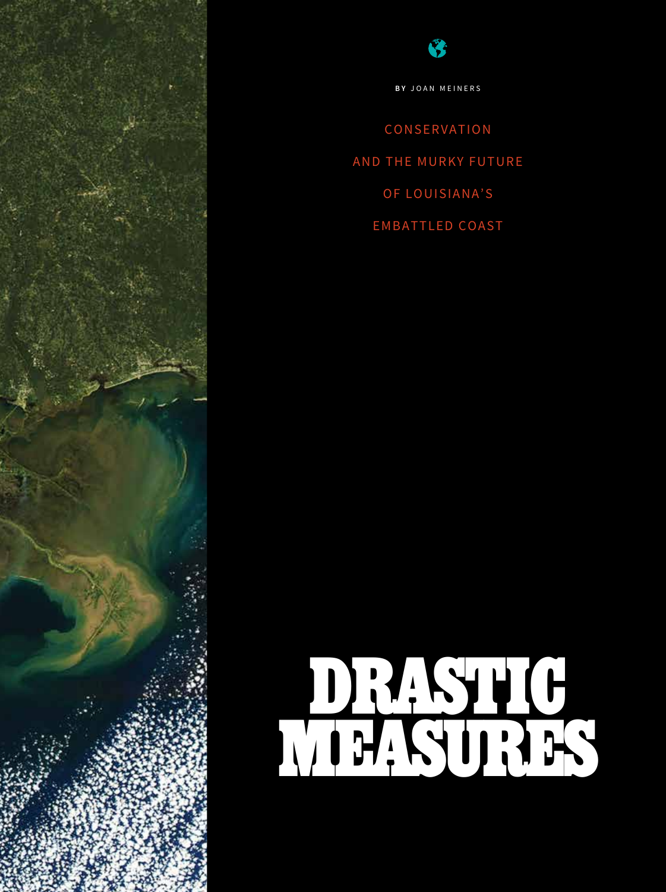BY JOAN MEINERS

CONSERVATION AND THE MURKY FUTURE OF LOUISIANA'S EMBATTLED COAST

# DRASTIC MEASURES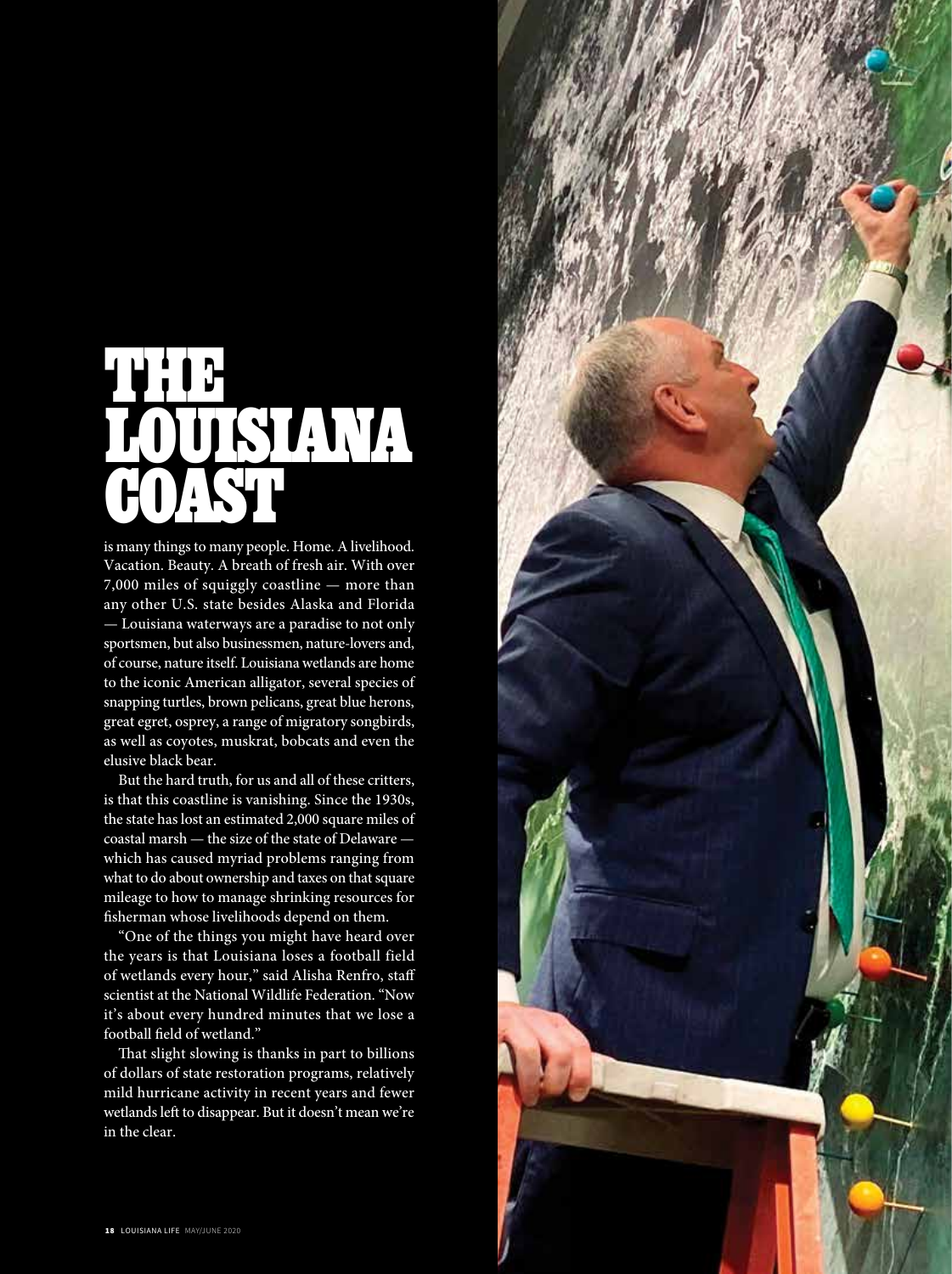# THE LOUISIANA COAST

is many things to many people. Home. A livelihood. Vacation. Beauty. A breath of fresh air. With over 7,000 miles of squiggly coastline — more than any other U.S. state besides Alaska and Florida — Louisiana waterways are a paradise to not only sportsmen, but also businessmen, nature-lovers and, of course, nature itself. Louisiana wetlands are home to the iconic American alligator, several species of snapping turtles, brown pelicans, great blue herons, great egret, osprey, a range of migratory songbirds, as well as coyotes, muskrat, bobcats and even the elusive black bear.

But the hard truth, for us and all of these critters, is that this coastline is vanishing. Since the 1930s, the state has lost an estimated 2,000 square miles of coastal marsh — the size of the state of Delaware — which has caused myriad problems ranging from what to do about ownership and taxes on that square mileage to how to manage shrinking resources for fisherman whose livelihoods depend on them.

"One of the things you might have heard over the years is that Louisiana loses a football field of wetlands every hour," said Alisha Renfro, staff scientist at the National Wildlife Federation. "Now it's about every hundred minutes that we lose a football field of wetland."

That slight slowing is thanks in part to billions of dollars of state restoration programs, relatively mild hurricane activity in recent years and fewer wetlands left to disappear. But it doesn't mean we're in the clear.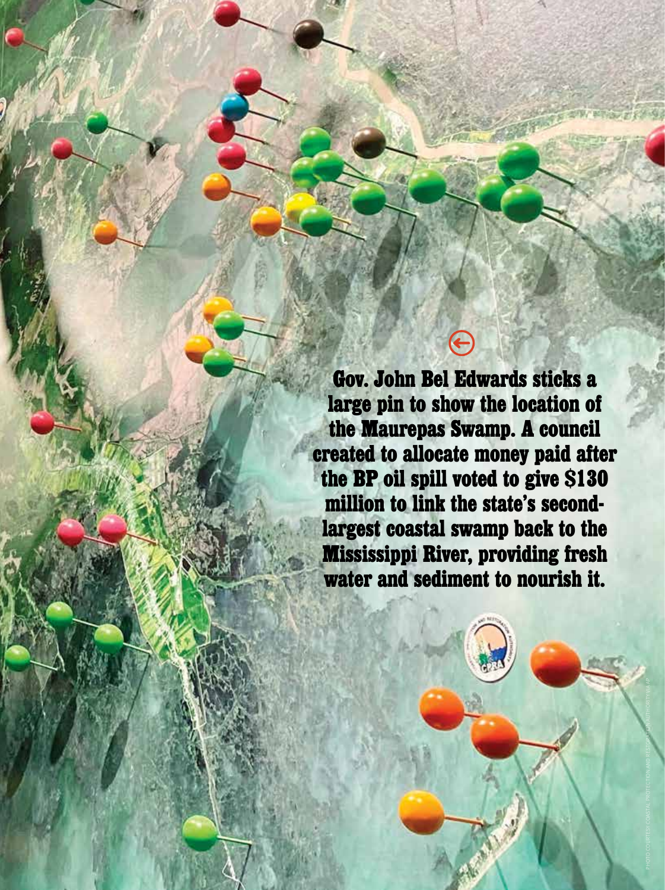Gov. John Bel Edwards sticks a large pin to show the location of the Maurepas Swamp. A council created to allocate money paid after the BP oil spill voted to give $130 million to link the state's second-largest coastal swamp back to the Mississippi River, providing fresh water and sediment to nourish it.

PHOTO COURTESY COASTAL PROTECTION AND RESTORATION AUTHORITY VIA AP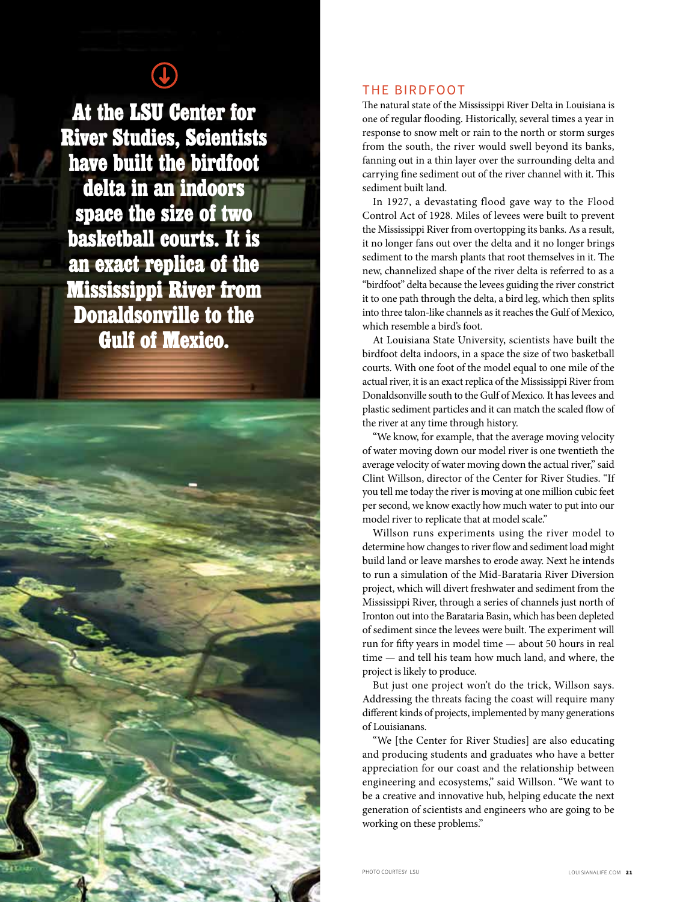**At the LSU Center for River Studies, Scientists have built the birdfoot delta in an indoors space the size of two basketball courts. It is an exact replica of the Mississippi River from Donaldsonville to the Gulf of Mexico.**

## THE BIRDFOOT

The natural state of the Mississippi River Delta in Louisiana is one of regular flooding. Historically, several times a year in response to snow melt or rain to the north or storm surges from the south, the river would swell beyond its banks, fanning out in a thin layer over the surrounding delta and carrying fine sediment out of the river channel with it. This sediment built land.

In 1927, a devastating flood gave way to the Flood Control Act of 1928. Miles of levees were built to prevent the Mississippi River from overtopping its banks. As a result, it no longer fans out over the delta and it no longer brings sediment to the marsh plants that root themselves in it. The new, channelized shape of the river delta is referred to as a "birdfoot" delta because the levees guiding the river constrict it to one path through the delta, a bird leg, which then splits into three talon-like channels as it reaches the Gulf of Mexico, which resemble a bird's foot.

At Louisiana State University, scientists have built the birdfoot delta indoors, in a space the size of two basketball courts. With one foot of the model equal to one mile of the actual river, it is an exact replica of the Mississippi River from Donaldsonville south to the Gulf of Mexico. It has levees and plastic sediment particles and it can match the scaled flow of the river at any time through history.

"We know, for example, that the average moving velocity of water moving down our model river is one twentieth the average velocity of water moving down the actual river," said Clint Willson, director of the Center for River Studies. "If you tell me today the river is moving at one million cubic feet per second, we know exactly how much water to put into our model river to replicate that at model scale."

Willson runs experiments using the river model to determine how changes to river flow and sediment load might build land or leave marshes to erode away. Next he intends to run a simulation of the Mid-Barataria River Diversion project, which will divert freshwater and sediment from the Mississippi River, through a series of channels just north of Ironton out into the Barataria Basin, which has been depleted of sediment since the levees were built. The experiment will run for fifty years in model time — about 50 hours in real time — and tell his team how much land, and where, the project is likely to produce.

But just one project won't do the trick, Willson says. Addressing the threats facing the coast will require many different kinds of projects, implemented by many generations of Louisianans.

"We [the Center for River Studies] are also educating and producing students and graduates who have a better appreciation for our coast and the relationship between engineering and ecosystems," said Willson. "We want to be a creative and innovative hub, helping educate the next generation of scientists and engineers who are going to be working on these problems."

PHOTO COURTESY LSU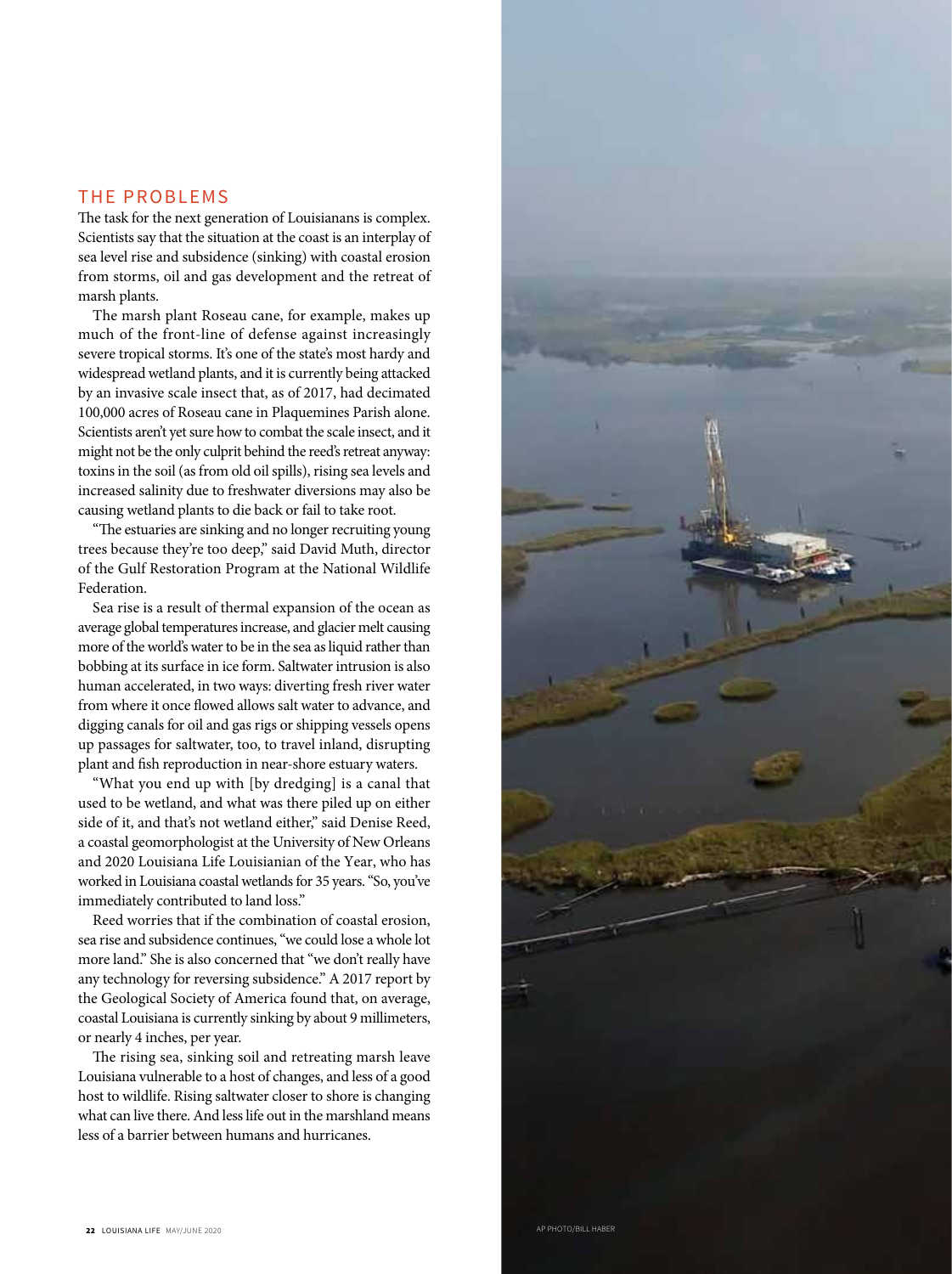## THE PROBLEMS

The task for the next generation of Louisianans is complex. Scientists say that the situation at the coast is an interplay of sea level rise and subsidence (sinking) with coastal erosion from storms, oil and gas development and the retreat of marsh plants.

The marsh plant Roseau cane, for example, makes up much of the front-line of defense against increasingly severe tropical storms. It's one of the state's most hardy and widespread wetland plants, and it is currently being attacked by an invasive scale insect that, as of 2017, had decimated 100,000 acres of Roseau cane in Plaquemines Parish alone. Scientists aren't yet sure how to combat the scale insect, and it might not be the only culprit behind the reed's retreat anyway: toxins in the soil (as from old oil spills), rising sea levels and increased salinity due to freshwater diversions may also be causing wetland plants to die back or fail to take root.

"The estuaries are sinking and no longer recruiting young trees because they're too deep," said David Muth, director of the Gulf Restoration Program at the National Wildlife Federation.

Sea rise is a result of thermal expansion of the ocean as average global temperatures increase, and glacier melt causing more of the world's water to be in the sea as liquid rather than bobbing at its surface in ice form. Saltwater intrusion is also human accelerated, in two ways: diverting fresh river water from where it once flowed allows salt water to advance, and digging canals for oil and gas rigs or shipping vessels opens up passages for saltwater, too, to travel inland, disrupting plant and fish reproduction in near-shore estuary waters.

"What you end up with [by dredging] is a canal that used to be wetland, and what was there piled up on either side of it, and that's not wetland either," said Denise Reed, a coastal geomorphologist at the University of New Orleans and 2020 Louisiana Life Louisianian of the Year, who has worked in Louisiana coastal wetlands for 35 years. "So, you've immediately contributed to land loss."

Reed worries that if the combination of coastal erosion, sea rise and subsidence continues, "we could lose a whole lot more land." She is also concerned that "we don't really have any technology for reversing subsidence." A 2017 report by the Geological Society of America found that, on average, coastal Louisiana is currently sinking by about 9 millimeters, or nearly 4 inches, per year.

The rising sea, sinking soil and retreating marsh leave Louisiana vulnerable to a host of changes, and less of a good host to wildlife. Rising saltwater closer to shore is changing what can live there. And less life out in the marshland means less of a barrier between humans and hurricanes.

AP PHOTO/BILL HABER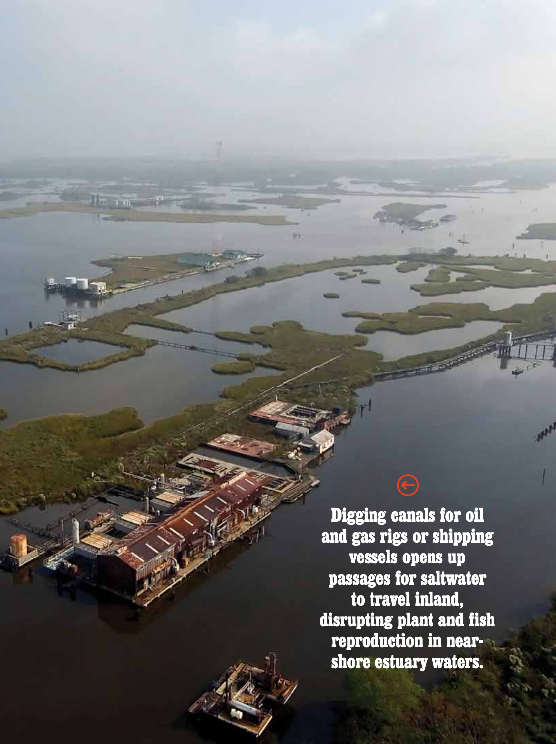Digging canals for oil and gas rigs or shipping vessels opens up passages for saltwater to travel inland, disrupting plant and fish reproduction in near-shore estuary waters.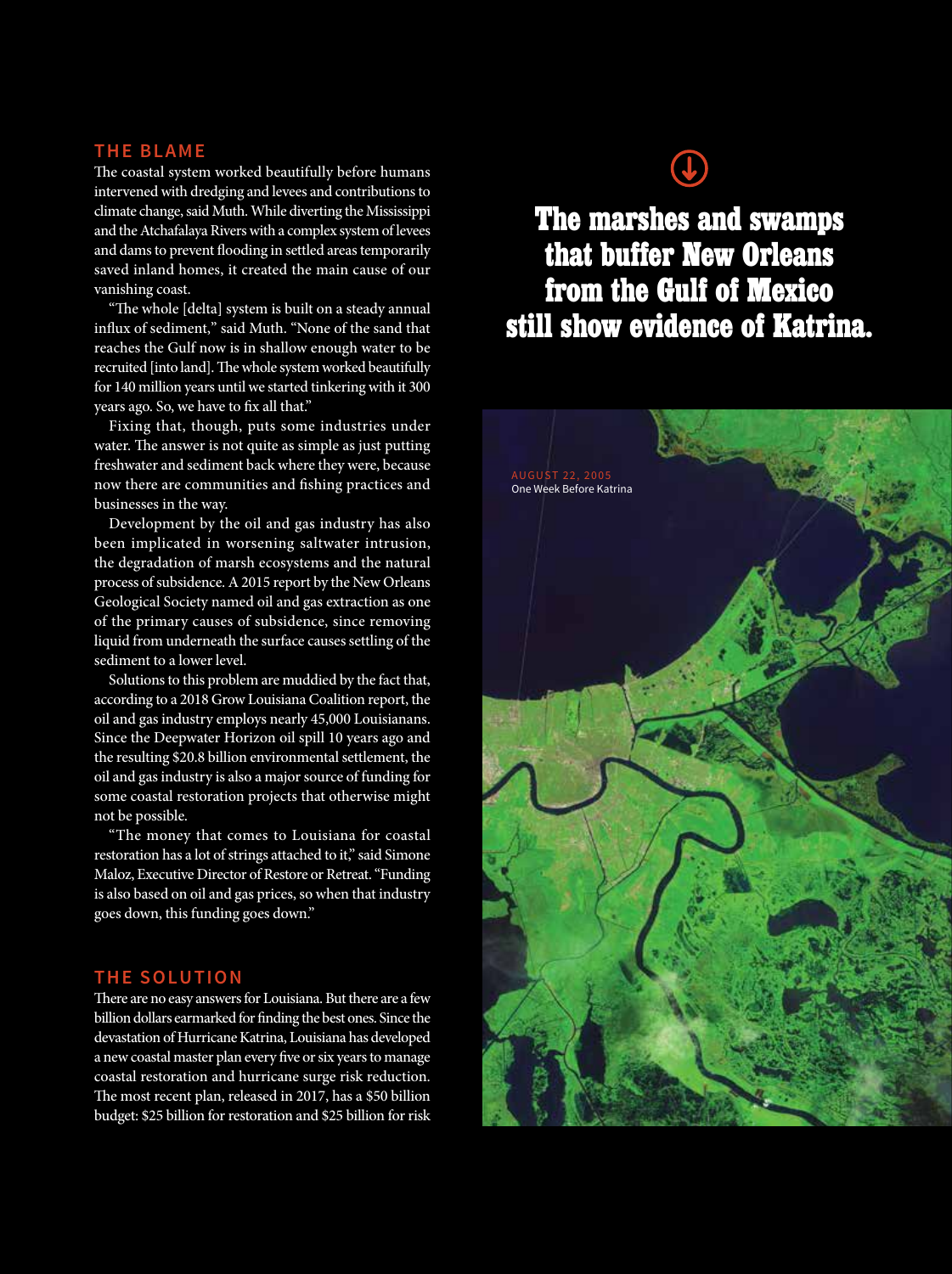## THE BLAME

The coastal system worked beautifully before humans intervened with dredging and levees and contributions to climate change, said Muth. While diverting the Mississippi and the Atchafalaya Rivers with a complex system of levees and dams to prevent flooding in settled areas temporarily saved inland homes, it created the main cause of our vanishing coast.

"The whole [delta] system is built on a steady annual influx of sediment," said Muth. "None of the sand that reaches the Gulf now is in shallow enough water to be recruited [into land]. The whole system worked beautifully for 140 million years until we started tinkering with it 300 years ago. So, we have to fix all that."

Fixing that, though, puts some industries under water. The answer is not quite as simple as just putting freshwater and sediment back where they were, because now there are communities and fishing practices and businesses in the way.

Development by the oil and gas industry has also been implicated in worsening saltwater intrusion, the degradation of marsh ecosystems and the natural process of subsidence. A 2015 report by the New Orleans Geological Society named oil and gas extraction as one of the primary causes of subsidence, since removing liquid from underneath the surface causes settling of the sediment to a lower level.

Solutions to this problem are muddied by the fact that, according to a 2018 Grow Louisiana Coalition report, the oil and gas industry employs nearly 45,000 Louisianans. Since the Deepwater Horizon oil spill 10 years ago and the resulting $20.8 billion environmental settlement, the oil and gas industry is also a major source of funding for some coastal restoration projects that otherwise might not be possible.

"The money that comes to Louisiana for coastal restoration has a lot of strings attached to it," said Simone Maloz, Executive Director of Restore or Retreat. "Funding is also based on oil and gas prices, so when that industry goes down, this funding goes down."

## THE SOLUTION

There are no easy answers for Louisiana. But there are a few billion dollars earmarked for finding the best ones. Since the devastation of Hurricane Katrina, Louisiana has developed a new coastal master plan every five or six years to manage coastal restoration and hurricane surge risk reduction. The most recent plan, released in 2017, has a $50 billion budget: $25 billion for restoration and $25 billion for risk

**The marshes and swamps that buffer New Orleans from the Gulf of Mexico still show evidence of Katrina.**

AUGUST 22, 2005
One Week Before Katrina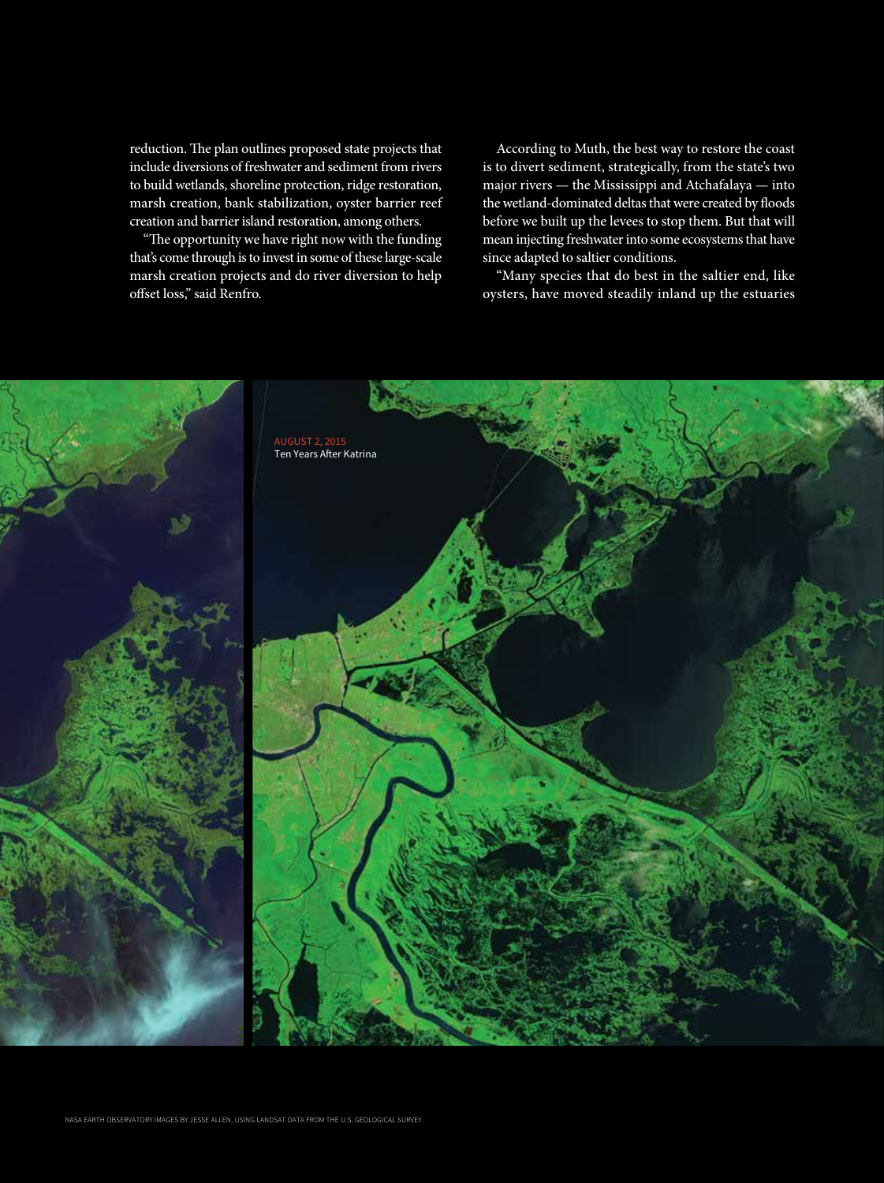reduction. The plan outlines proposed state projects that include diversions of freshwater and sediment from rivers to build wetlands, shoreline protection, ridge restoration, marsh creation, bank stabilization, oyster barrier reef creation and barrier island restoration, among others.

"The opportunity we have right now with the funding that's come through is to invest in some of these large-scale marsh creation projects and do river diversion to help offset loss," said Renfro.

According to Muth, the best way to restore the coast is to divert sediment, strategically, from the state's two major rivers — the Mississippi and Atchafalaya — into the wetland-dominated deltas that were created by floods before we built up the levees to stop them. But that will mean injecting freshwater into some ecosystems that have since adapted to saltier conditions.

"Many species that do best in the saltier end, like oysters, have moved steadily inland up the estuaries

AUGUST 2, 2015
Ten Years After Katrina

NASA EARTH OBSERVATORY IMAGES BY JESSE ALLEN, USING LANDSAT DATA FROM THE U.S. GEOLOGICAL SURVEY.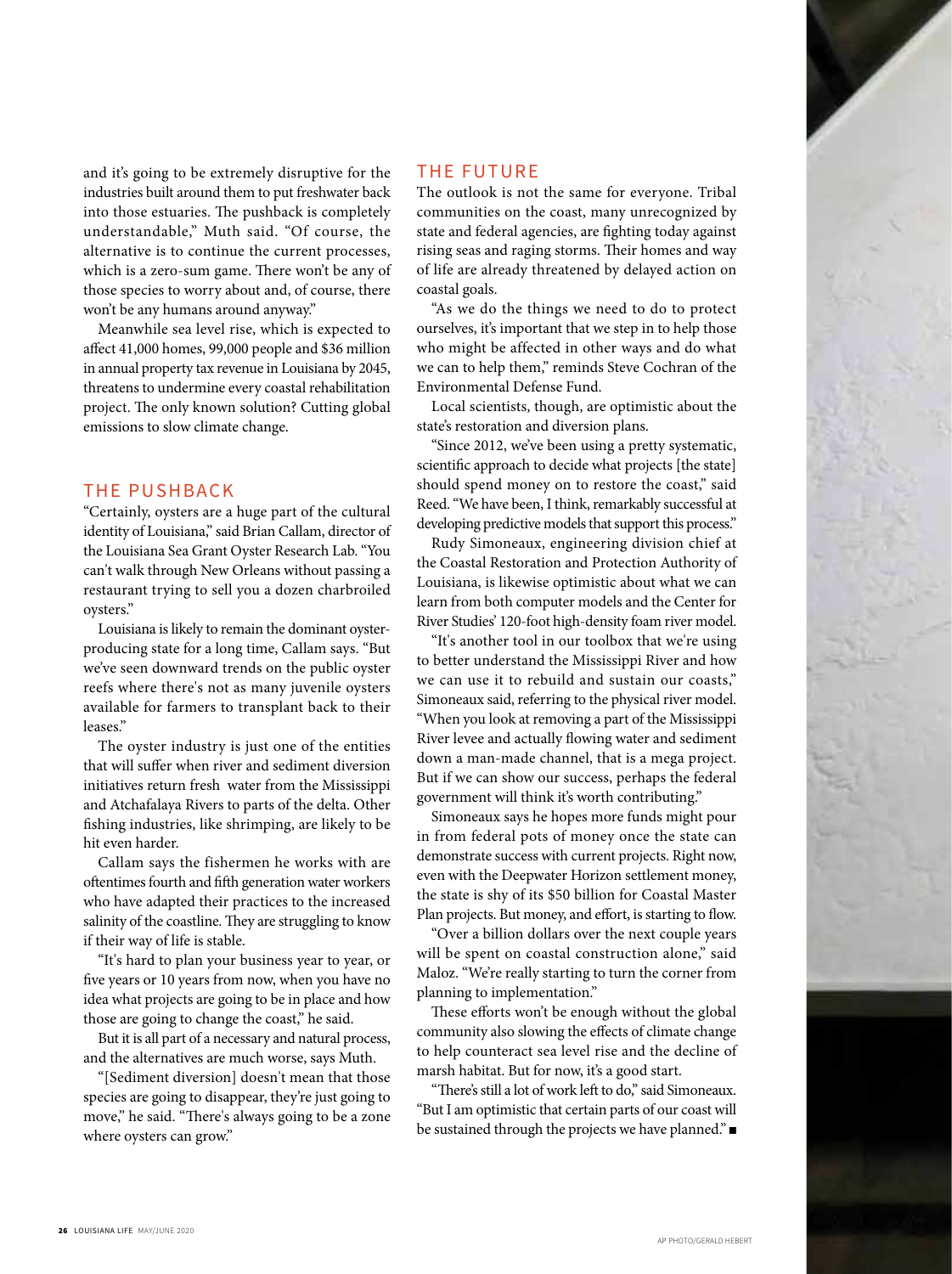and it's going to be extremely disruptive for the industries built around them to put freshwater back into those estuaries. The pushback is completely understandable," Muth said. "Of course, the alternative is to continue the current processes, which is a zero-sum game. There won't be any of those species to worry about and, of course, there won't be any humans around anyway."

Meanwhile sea level rise, which is expected to affect 41,000 homes, 99,000 people and $36 million in annual property tax revenue in Louisiana by 2045, threatens to undermine every coastal rehabilitation project. The only known solution? Cutting global emissions to slow climate change.

## THE PUSHBACK

"Certainly, oysters are a huge part of the cultural identity of Louisiana," said Brian Callam, director of the Louisiana Sea Grant Oyster Research Lab. "You can't walk through New Orleans without passing a restaurant trying to sell you a dozen charbroiled oysters."

Louisiana is likely to remain the dominant oyster-producing state for a long time, Callam says. "But we've seen downward trends on the public oyster reefs where there's not as many juvenile oysters available for farmers to transplant back to their leases."

The oyster industry is just one of the entities that will suffer when river and sediment diversion initiatives return fresh water from the Mississippi and Atchafalaya Rivers to parts of the delta. Other fishing industries, like shrimping, are likely to be hit even harder.

Callam says the fishermen he works with are oftentimes fourth and fifth generation water workers who have adapted their practices to the increased salinity of the coastline. They are struggling to know if their way of life is stable.

"It's hard to plan your business year to year, or five years or 10 years from now, when you have no idea what projects are going to be in place and how those are going to change the coast," he said.

But it is all part of a necessary and natural process, and the alternatives are much worse, says Muth.

"[Sediment diversion] doesn't mean that those species are going to disappear, they're just going to move," he said. "There's always going to be a zone where oysters can grow."

## THE FUTURE

The outlook is not the same for everyone. Tribal communities on the coast, many unrecognized by state and federal agencies, are fighting today against rising seas and raging storms. Their homes and way of life are already threatened by delayed action on coastal goals.

"As we do the things we need to do to protect ourselves, it's important that we step in to help those who might be affected in other ways and do what we can to help them," reminds Steve Cochran of the Environmental Defense Fund.

Local scientists, though, are optimistic about the state's restoration and diversion plans.

"Since 2012, we've been using a pretty systematic, scientific approach to decide what projects [the state] should spend money on to restore the coast," said Reed. "We have been, I think, remarkably successful at developing predictive models that support this process."

Rudy Simoneaux, engineering division chief at the Coastal Restoration and Protection Authority of Louisiana, is likewise optimistic about what we can learn from both computer models and the Center for River Studies' 120-foot high-density foam river model.

"It's another tool in our toolbox that we're using to better understand the Mississippi River and how we can use it to rebuild and sustain our coasts," Simoneaux said, referring to the physical river model. "When you look at removing a part of the Mississippi River levee and actually flowing water and sediment down a man-made channel, that is a mega project. But if we can show our success, perhaps the federal government will think it's worth contributing."

Simoneaux says he hopes more funds might pour in from federal pots of money once the state can demonstrate success with current projects. Right now, even with the Deepwater Horizon settlement money, the state is shy of its $50 billion for Coastal Master Plan projects. But money, and effort, is starting to flow.

"Over a billion dollars over the next couple years will be spent on coastal construction alone," said Maloz. "We're really starting to turn the corner from planning to implementation."

These efforts won't be enough without the global community also slowing the effects of climate change to help counteract sea level rise and the decline of marsh habitat. But for now, it's a good start.

"There's still a lot of work left to do," said Simoneaux. "But I am optimistic that certain parts of our coast will be sustained through the projects we have planned." ■

AP PHOTO/GERALD HERBERT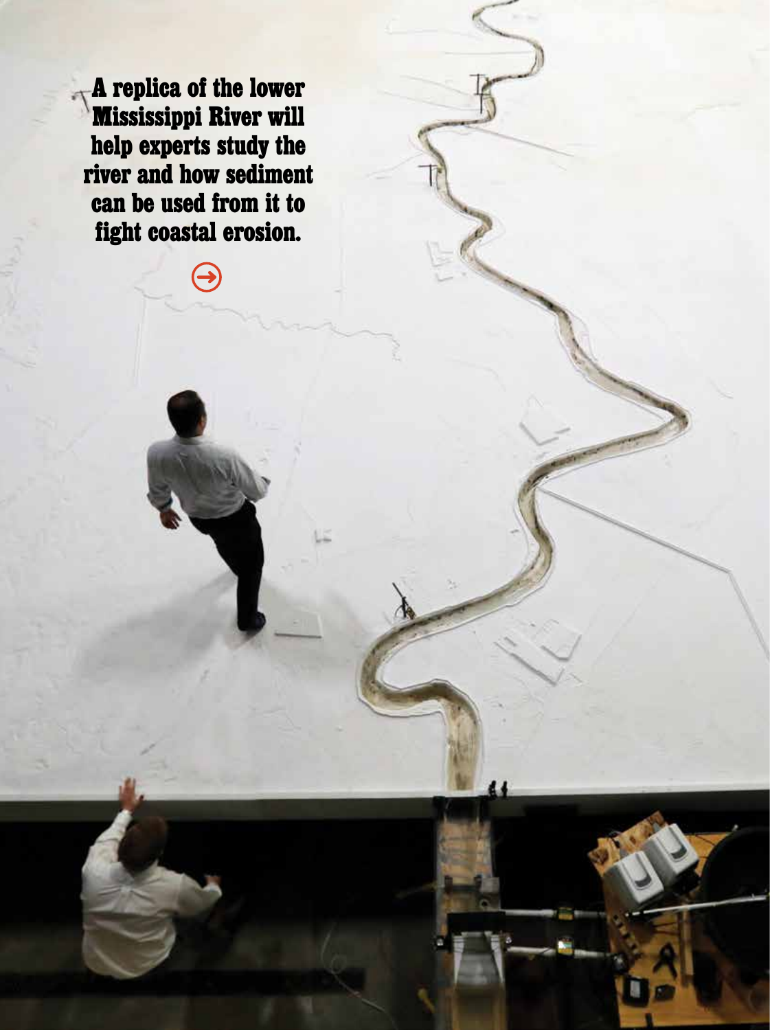**A replica of the lower Mississippi River will help experts study the river and how sediment can be used from it to fight coastal erosion.**